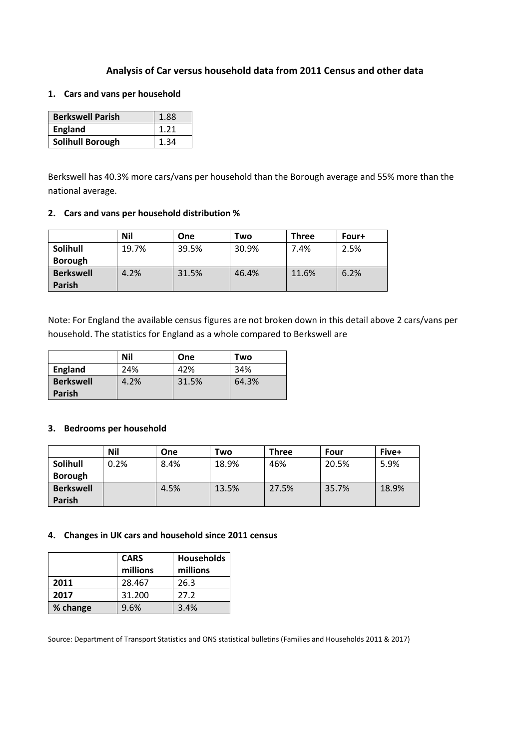# Analysis of Car versus household data from 2011 Census and other data

## 1. Cars and vans per household

| | |
|---|---|
| **Berkswell Parish** | 1.88 |
| **England** | 1.21 |
| **Solihull Borough** | 1.34 |

Berkswell has 40.3% more cars/vans per household than the Borough average and 55% more than the national average.

## 2. Cars and vans per household distribution %

| | Nil | One | Two | Three | Four+ |
|---|---|---|---|---|---|
| **Solihull Borough** | 19.7% | 39.5% | 30.9% | 7.4% | 2.5% |
| **Berkswell Parish** | 4.2% | 31.5% | 46.4% | 11.6% | 6.2% |

Note: For England the available census figures are not broken down in this detail above 2 cars/vans per household. The statistics for England as a whole compared to Berkswell are

| | Nil | One | Two |
|---|---|---|---|
| **England** | 24% | 42% | 34% |
| **Berkswell Parish** | 4.2% | 31.5% | 64.3% |

## 3. Bedrooms per household

| | Nil | One | Two | Three | Four | Five+ |
|---|---|---|---|---|---|---|
| **Solihull Borough** | 0.2% | 8.4% | 18.9% | 46% | 20.5% | 5.9% |
| **Berkswell Parish** | | 4.5% | 13.5% | 27.5% | 35.7% | 18.9% |

## 4. Changes in UK cars and household since 2011 census

| | CARS millions | Households millions |
|---|---|---|
| **2011** | 28.467 | 26.3 |
| **2017** | 31.200 | 27.2 |
| **% change** | 9.6% | 3.4% |

Source: Department of Transport Statistics and ONS statistical bulletins (Families and Households 2011 & 2017)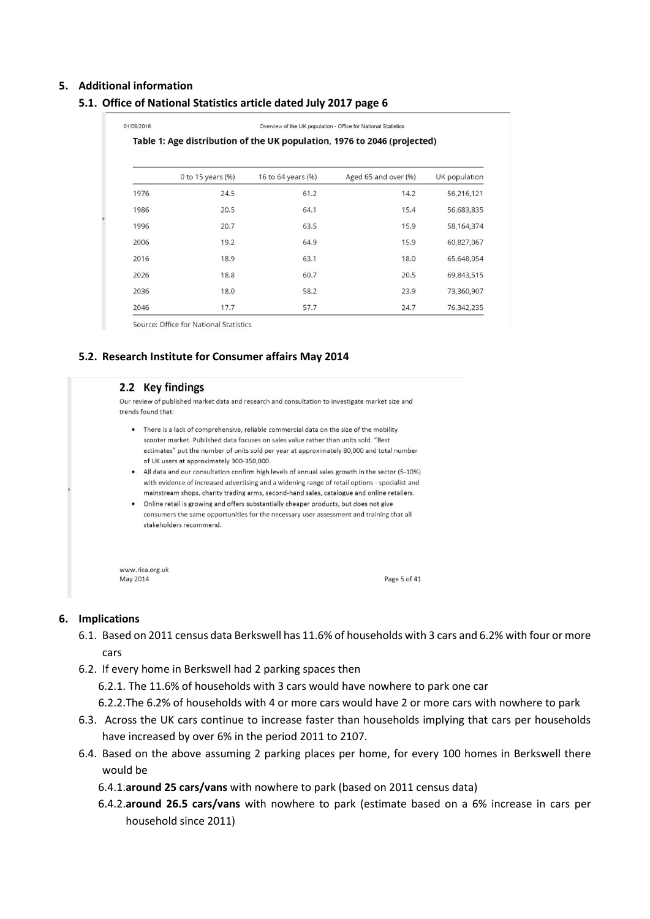## 5. Additional information

### 5.1. Office of National Statistics article dated July 2017 page 6

01/09/2018 Overview of the UK population - Office for National Statistics

**Table 1: Age distribution of the UK population, 1976 to 2046 (projected)**

| | 0 to 15 years (%) | 16 to 64 years (%) | Aged 65 and over (%) | UK population |
|---|---|---|---|---|
| 1976 | 24.5 | 61.2 | 14.2 | 56,216,121 |
| 1986 | 20.5 | 64.1 | 15.4 | 56,683,835 |
| 1996 | 20.7 | 63.5 | 15.9 | 58,164,374 |
| 2006 | 19.2 | 64.9 | 15.9 | 60,827,067 |
| 2016 | 18.9 | 63.1 | 18.0 | 65,648,054 |
| 2026 | 18.8 | 60.7 | 20.5 | 69,843,515 |
| 2036 | 18.0 | 58.2 | 23.9 | 73,360,907 |
| 2046 | 17.7 | 57.7 | 24.7 | 76,342,235 |

Source: Office for National Statistics

### 5.2. Research Institute for Consumer affairs May 2014

**2.2 Key findings**

Our review of published market data and research and consultation to investigate market size and trends found that:

- There is a lack of comprehensive, reliable commercial data on the size of the mobility scooter market. Published data focuses on sales value rather than units sold. "Best estimates" put the number of units sold per year at approximately 80,000 and total number of UK users at approximately 300-350,000.
- All data and our consultation confirm high levels of annual sales growth in the sector (5-10%) with evidence of increased advertising and a widening range of retail options - specialist and mainstream shops, charity trading arms, second-hand sales, catalogue and online retailers.
- Online retail is growing and offers substantially cheaper products, but does not give consumers the same opportunities for the necessary user assessment and training that all stakeholders recommend.

www.rica.org.uk
May 2014 Page 5 of 41

## 6. Implications

6.1. Based on 2011 census data Berkswell has 11.6% of households with 3 cars and 6.2% with four or more cars

6.2. If every home in Berkswell had 2 parking spaces then

6.2.1. The 11.6% of households with 3 cars would have nowhere to park one car

6.2.2. The 6.2% of households with 4 or more cars would have 2 or more cars with nowhere to park

6.3. Across the UK cars continue to increase faster than households implying that cars per households have increased by over 6% in the period 2011 to 2107.

6.4. Based on the above assuming 2 parking places per home, for every 100 homes in Berkswell there would be

6.4.1. **around 25 cars/vans** with nowhere to park (based on 2011 census data)

6.4.2. **around 26.5 cars/vans** with nowhere to park (estimate based on a 6% increase in cars per household since 2011)